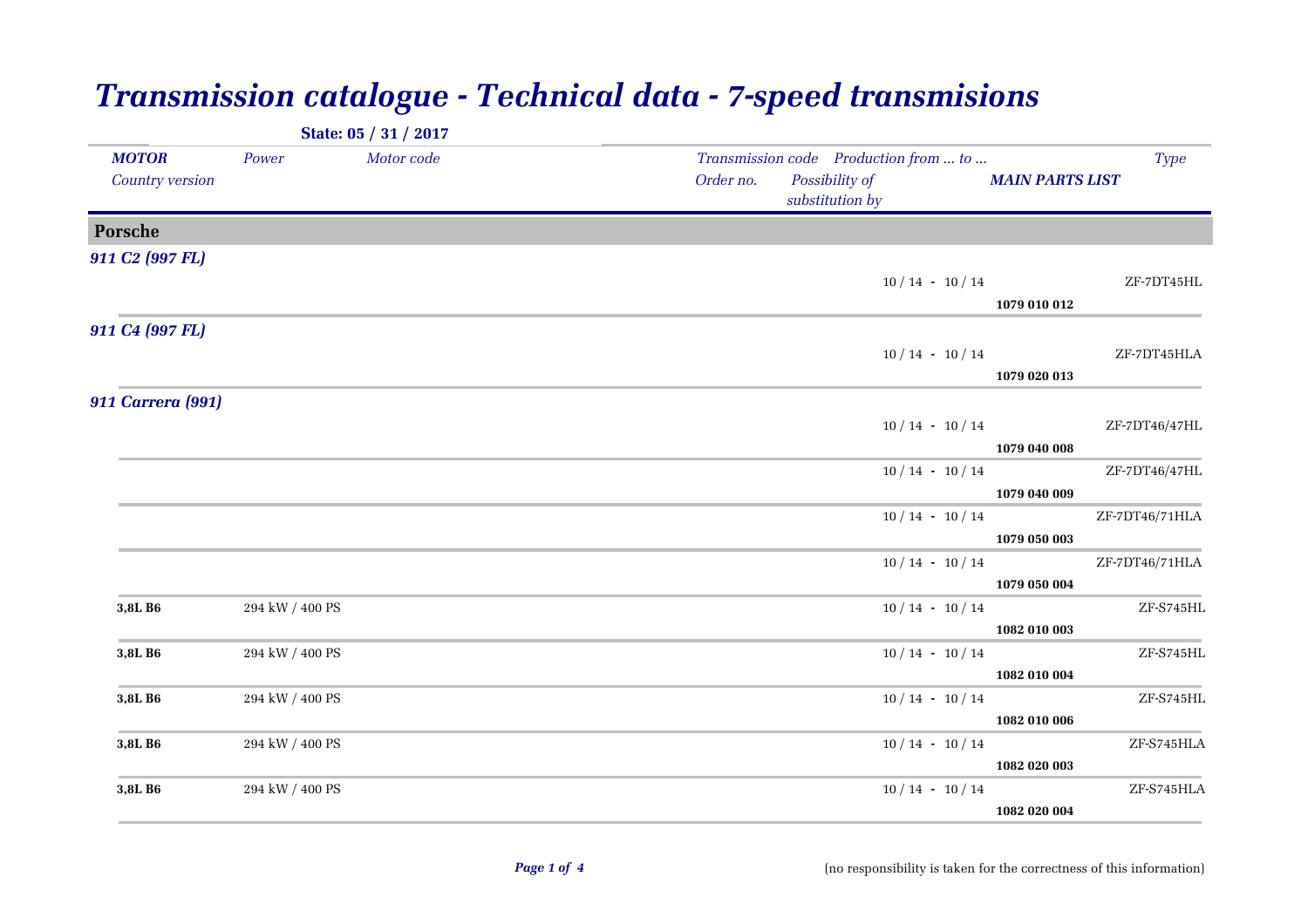# Transmission catalogue - Technical data - 7-speed transmisions

**State: 05 / 31 / 2017**

| MOTOR / Country version | Power | Motor code | Transmission code / Order no. | Production from ... to ... / Possibility of substitution by | MAIN PARTS LIST | Type |
|---|---|---|---|---|---|---|
| **Porsche** | | | | | | |
| ***911 C2 (997 FL)*** | | | | | | |
| | | | | 10 / 14 - 10 / 14 | **1079 010 012** | ZF-7DT45HL |
| ***911 C4 (997 FL)*** | | | | | | |
| | | | | 10 / 14 - 10 / 14 | **1079 020 013** | ZF-7DT45HLA |
| ***911 Carrera (991)*** | | | | | | |
| | | | | 10 / 14 - 10 / 14 | **1079 040 008** | ZF-7DT46/47HL |
| | | | | 10 / 14 - 10 / 14 | **1079 040 009** | ZF-7DT46/47HL |
| | | | | 10 / 14 - 10 / 14 | **1079 050 003** | ZF-7DT46/71HLA |
| | | | | 10 / 14 - 10 / 14 | **1079 050 004** | ZF-7DT46/71HLA |
| **3,8L B6** | 294 kW / 400 PS | | | 10 / 14 - 10 / 14 | **1082 010 003** | ZF-S745HL |
| **3,8L B6** | 294 kW / 400 PS | | | 10 / 14 - 10 / 14 | **1082 010 004** | ZF-S745HL |
| **3,8L B6** | 294 kW / 400 PS | | | 10 / 14 - 10 / 14 | **1082 010 006** | ZF-S745HL |
| **3,8L B6** | 294 kW / 400 PS | | | 10 / 14 - 10 / 14 | **1082 020 003** | ZF-S745HLA |
| **3,8L B6** | 294 kW / 400 PS | | | 10 / 14 - 10 / 14 | **1082 020 004** | ZF-S745HLA |

(no responsibility is taken for the correctness of this information)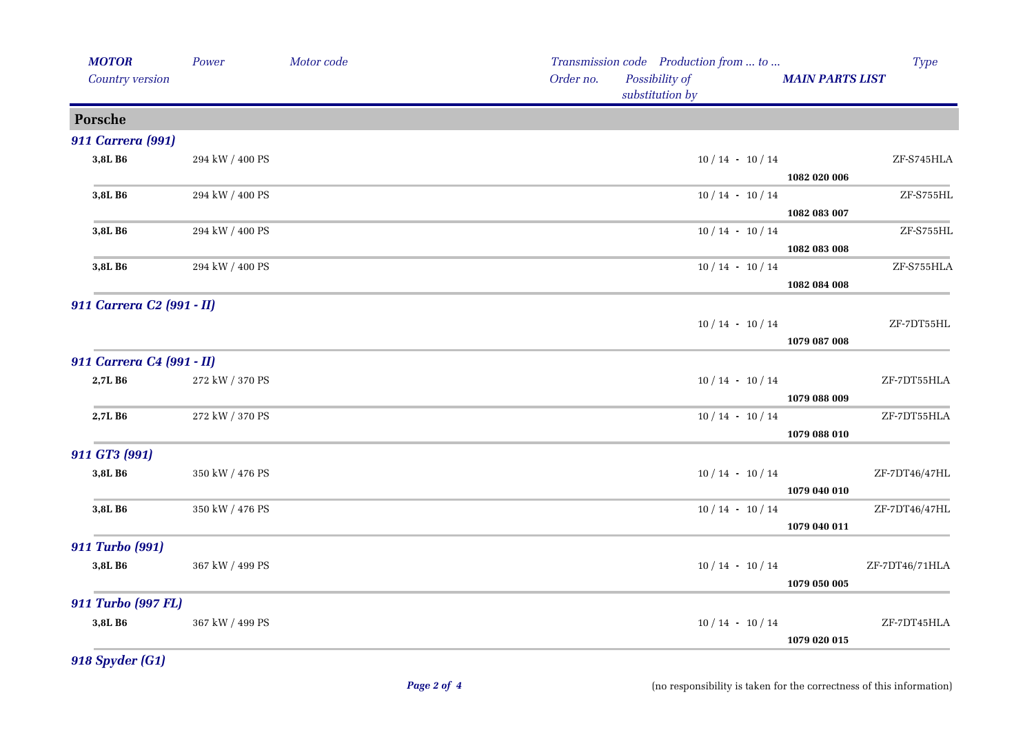| MOTOR<br>Country version | Power | Motor code | Transmission code<br>Order no. | Production from ... to ...<br>Possibility of substitution by | MAIN PARTS LIST | Type |
|---|---|---|---|---|---|---|
| **Porsche** | | | | | | |
| ***911 Carrera (991)*** | | | | | | |
| **3,8L B6** | 294 kW / 400 PS | | | 10 / 14 - 10 / 14 | **1082 020 006** | ZF-S745HLA |
| **3,8L B6** | 294 kW / 400 PS | | | 10 / 14 - 10 / 14 | **1082 083 007** | ZF-S755HL |
| **3,8L B6** | 294 kW / 400 PS | | | 10 / 14 - 10 / 14 | **1082 083 008** | ZF-S755HL |
| **3,8L B6** | 294 kW / 400 PS | | | 10 / 14 - 10 / 14 | **1082 084 008** | ZF-S755HLA |
| ***911 Carrera C2 (991 - II)*** | | | | | | |
| | | | | 10 / 14 - 10 / 14 | **1079 087 008** | ZF-7DT55HL |
| ***911 Carrera C4 (991 - II)*** | | | | | | |
| **2,7L B6** | 272 kW / 370 PS | | | 10 / 14 - 10 / 14 | **1079 088 009** | ZF-7DT55HLA |
| **2,7L B6** | 272 kW / 370 PS | | | 10 / 14 - 10 / 14 | **1079 088 010** | ZF-7DT55HLA |
| ***911 GT3 (991)*** | | | | | | |
| **3,8L B6** | 350 kW / 476 PS | | | 10 / 14 - 10 / 14 | **1079 040 010** | ZF-7DT46/47HL |
| **3,8L B6** | 350 kW / 476 PS | | | 10 / 14 - 10 / 14 | **1079 040 011** | ZF-7DT46/47HL |
| ***911 Turbo (991)*** | | | | | | |
| **3,8L B6** | 367 kW / 499 PS | | | 10 / 14 - 10 / 14 | **1079 050 005** | ZF-7DT46/71HLA |
| ***911 Turbo (997 FL)*** | | | | | | |
| **3,8L B6** | 367 kW / 499 PS | | | 10 / 14 - 10 / 14 | **1079 020 015** | ZF-7DT45HLA |
| ***918 Spyder (G1)*** | | | | | | |

(no responsibility is taken for the correctness of this information)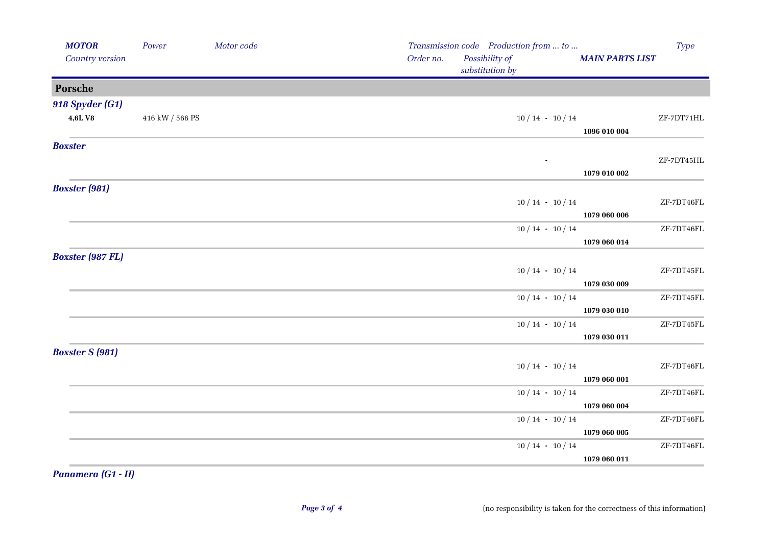| MOTOR / Country version | Power | Motor code | Transmission code / Order no. | Production from ... to ... / Possibility of substitution by | MAIN PARTS LIST | Type |
|---|---|---|---|---|---|---|
| **Porsche** | | | | | | |
| ***918 Spyder (G1)*** | | | | | | |
| **4,6L V8** | 416 kW / 566 PS | | | 10 / 14 - 10 / 14 | **1096 010 004** | ZF-7DT71HL |
| ***Boxster*** | | | | | | |
| | | | | - | **1079 010 002** | ZF-7DT45HL |
| ***Boxster (981)*** | | | | | | |
| | | | | 10 / 14 - 10 / 14 | **1079 060 006** | ZF-7DT46FL |
| | | | | 10 / 14 - 10 / 14 | **1079 060 014** | ZF-7DT46FL |
| ***Boxster (987 FL)*** | | | | | | |
| | | | | 10 / 14 - 10 / 14 | **1079 030 009** | ZF-7DT45FL |
| | | | | 10 / 14 - 10 / 14 | **1079 030 010** | ZF-7DT45FL |
| | | | | 10 / 14 - 10 / 14 | **1079 030 011** | ZF-7DT45FL |
| ***Boxster S (981)*** | | | | | | |
| | | | | 10 / 14 - 10 / 14 | **1079 060 001** | ZF-7DT46FL |
| | | | | 10 / 14 - 10 / 14 | **1079 060 004** | ZF-7DT46FL |
| | | | | 10 / 14 - 10 / 14 | **1079 060 005** | ZF-7DT46FL |
| | | | | 10 / 14 - 10 / 14 | **1079 060 011** | ZF-7DT46FL |
| ***Panamera (G1 - II)*** | | | | | | |

(no responsibility is taken for the correctness of this information)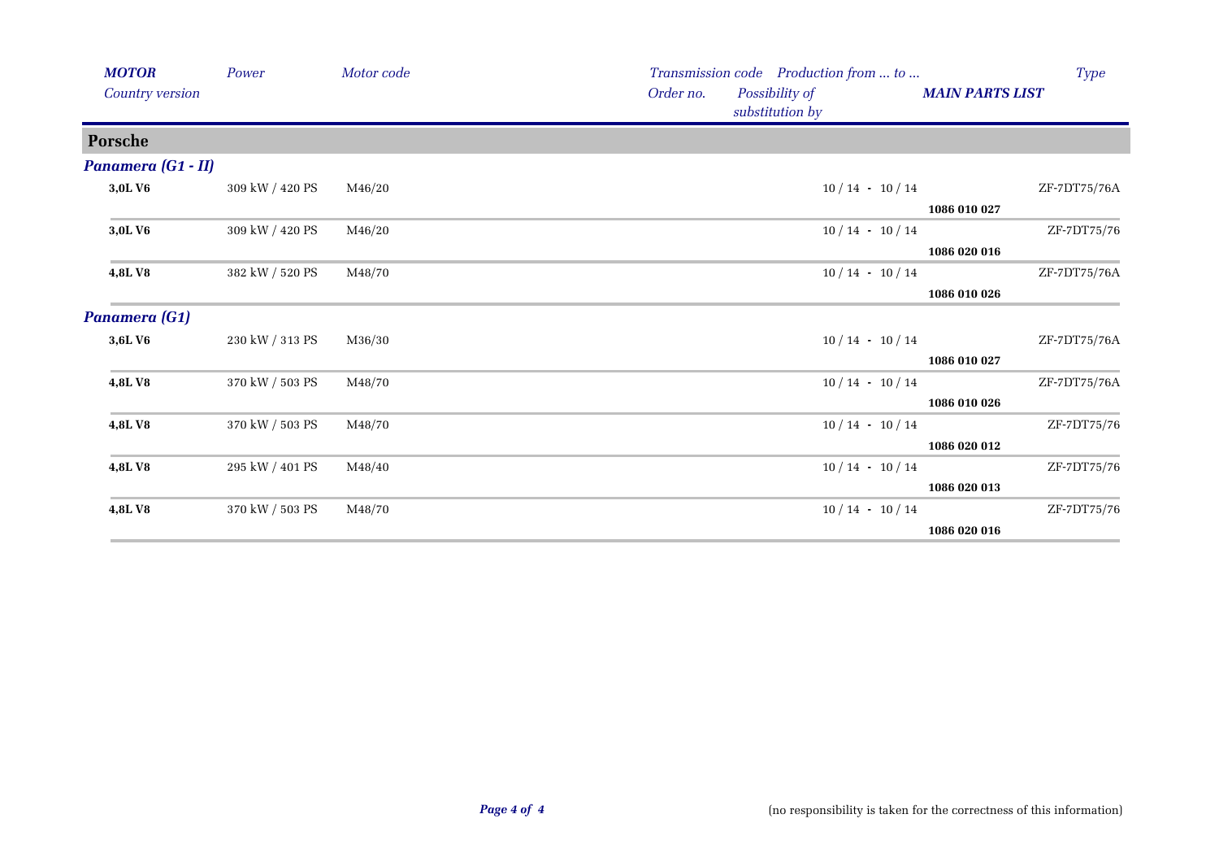| *MOTOR* / *Country version* | *Power* | *Motor code* | *Transmission code* / *Order no.* | *Possibility of substitution by* | *Production from ... to ...* | *MAIN PARTS LIST* | *Type* |
|---|---|---|---|---|---|---|---|
| **Porsche** | | | | | | | |
| ***Panamera (G1 - II)*** | | | | | | | |
| **3,0L V6** | 309 kW / 420 PS | M46/20 | | | 10 / 14 - 10 / 14 | **1086 010 027** | ZF-7DT75/76A |
| **3,0L V6** | 309 kW / 420 PS | M46/20 | | | 10 / 14 - 10 / 14 | **1086 020 016** | ZF-7DT75/76 |
| **4,8L V8** | 382 kW / 520 PS | M48/70 | | | 10 / 14 - 10 / 14 | **1086 010 026** | ZF-7DT75/76A |
| ***Panamera (G1)*** | | | | | | | |
| **3,6L V6** | 230 kW / 313 PS | M36/30 | | | 10 / 14 - 10 / 14 | **1086 010 027** | ZF-7DT75/76A |
| **4,8L V8** | 370 kW / 503 PS | M48/70 | | | 10 / 14 - 10 / 14 | **1086 010 026** | ZF-7DT75/76A |
| **4,8L V8** | 370 kW / 503 PS | M48/70 | | | 10 / 14 - 10 / 14 | **1086 020 012** | ZF-7DT75/76 |
| **4,8L V8** | 295 kW / 401 PS | M48/40 | | | 10 / 14 - 10 / 14 | **1086 020 013** | ZF-7DT75/76 |
| **4,8L V8** | 370 kW / 503 PS | M48/70 | | | 10 / 14 - 10 / 14 | **1086 020 016** | ZF-7DT75/76 |

(no responsibility is taken for the correctness of this information)